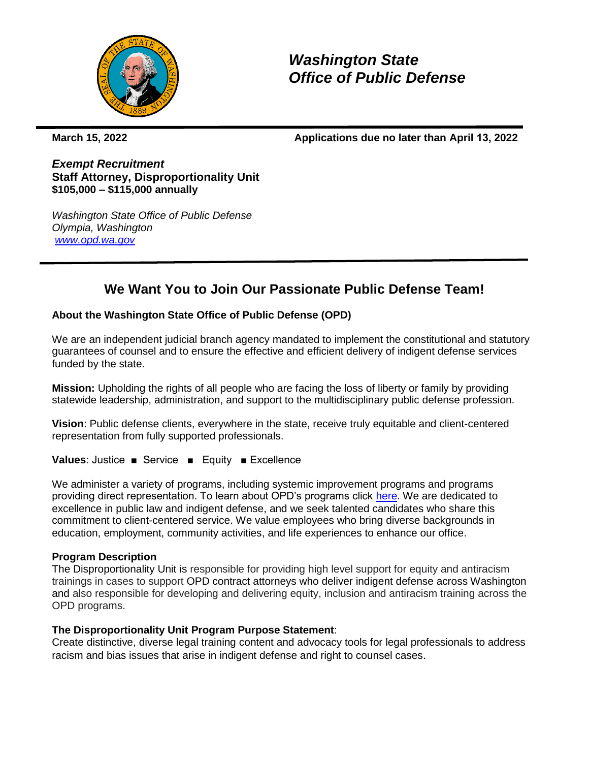# *Washington State Office of Public Defense*

**March 15, 2022** **Applications due no later than April 13, 2022**

***Exempt Recruitment***
**Staff Attorney, Disproportionality Unit**
**$105,000 – $115,000 annually**

*Washington State Office of Public Defense*
*Olympia, Washington*
*www.opd.wa.gov*

## We Want You to Join Our Passionate Public Defense Team!

**About the Washington State Office of Public Defense (OPD)**

We are an independent judicial branch agency mandated to implement the constitutional and statutory guarantees of counsel and to ensure the effective and efficient delivery of indigent defense services funded by the state.

**Mission:** Upholding the rights of all people who are facing the loss of liberty or family by providing statewide leadership, administration, and support to the multidisciplinary public defense profession.

**Vision**: Public defense clients, everywhere in the state, receive truly equitable and client-centered representation from fully supported professionals.

**Values**: Justice ■ Service ■ Equity ■ Excellence

We administer a variety of programs, including systemic improvement programs and programs providing direct representation. To learn about OPD's programs click here. We are dedicated to excellence in public law and indigent defense, and we seek talented candidates who share this commitment to client-centered service. We value employees who bring diverse backgrounds in education, employment, community activities, and life experiences to enhance our office.

**Program Description**
The Disproportionality Unit is responsible for providing high level support for equity and antiracism trainings in cases to support OPD contract attorneys who deliver indigent defense across Washington and also responsible for developing and delivering equity, inclusion and antiracism training across the OPD programs.

**The Disproportionality Unit Program Purpose Statement**:
Create distinctive, diverse legal training content and advocacy tools for legal professionals to address racism and bias issues that arise in indigent defense and right to counsel cases.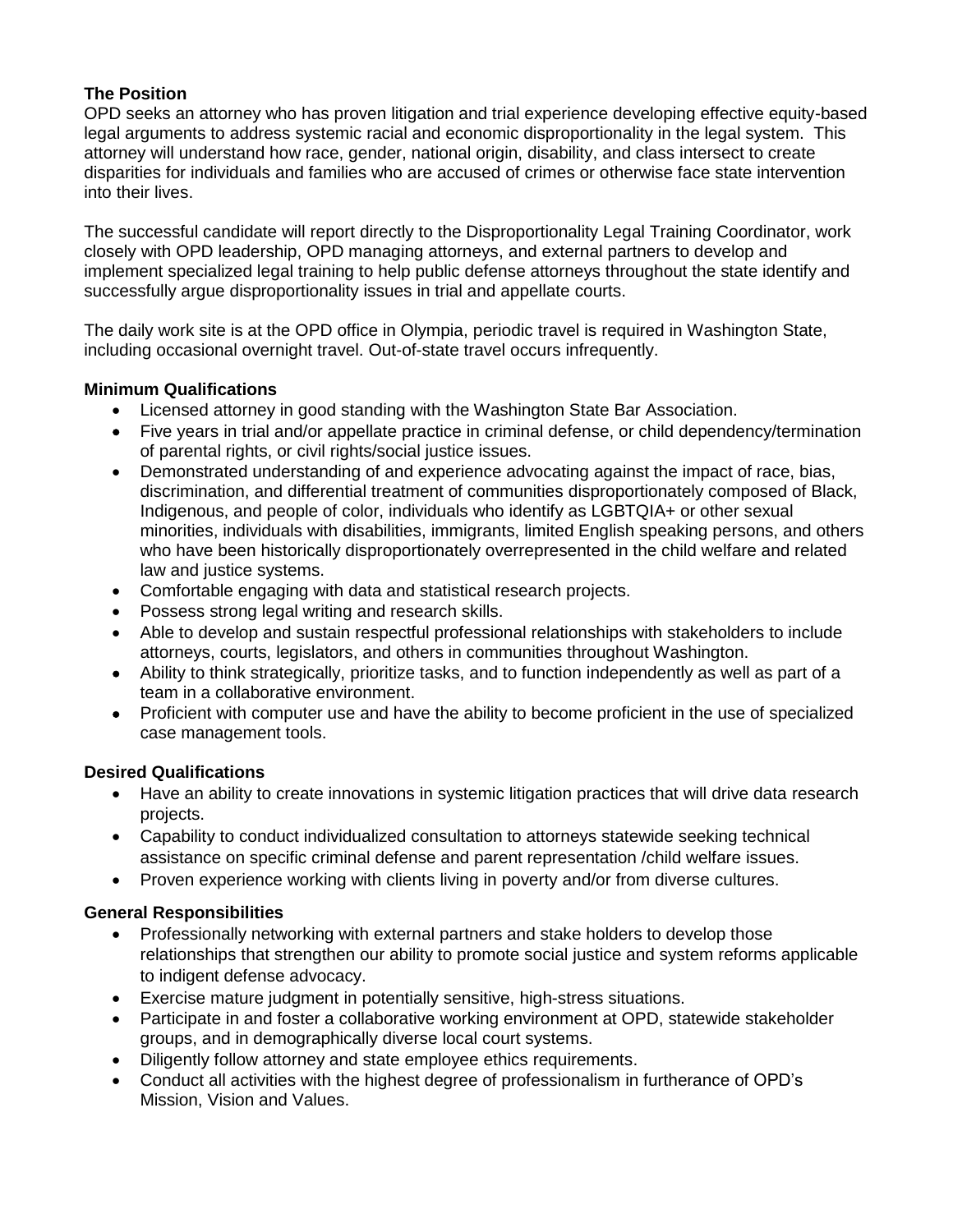**The Position**

OPD seeks an attorney who has proven litigation and trial experience developing effective equity-based legal arguments to address systemic racial and economic disproportionality in the legal system. This attorney will understand how race, gender, national origin, disability, and class intersect to create disparities for individuals and families who are accused of crimes or otherwise face state intervention into their lives.

The successful candidate will report directly to the Disproportionality Legal Training Coordinator, work closely with OPD leadership, OPD managing attorneys, and external partners to develop and implement specialized legal training to help public defense attorneys throughout the state identify and successfully argue disproportionality issues in trial and appellate courts.

The daily work site is at the OPD office in Olympia, periodic travel is required in Washington State, including occasional overnight travel. Out-of-state travel occurs infrequently.

**Minimum Qualifications**

- Licensed attorney in good standing with the Washington State Bar Association.
- Five years in trial and/or appellate practice in criminal defense, or child dependency/termination of parental rights, or civil rights/social justice issues.
- Demonstrated understanding of and experience advocating against the impact of race, bias, discrimination, and differential treatment of communities disproportionately composed of Black, Indigenous, and people of color, individuals who identify as LGBTQIA+ or other sexual minorities, individuals with disabilities, immigrants, limited English speaking persons, and others who have been historically disproportionately overrepresented in the child welfare and related law and justice systems.
- Comfortable engaging with data and statistical research projects.
- Possess strong legal writing and research skills.
- Able to develop and sustain respectful professional relationships with stakeholders to include attorneys, courts, legislators, and others in communities throughout Washington.
- Ability to think strategically, prioritize tasks, and to function independently as well as part of a team in a collaborative environment.
- Proficient with computer use and have the ability to become proficient in the use of specialized case management tools.

**Desired Qualifications**

- Have an ability to create innovations in systemic litigation practices that will drive data research projects.
- Capability to conduct individualized consultation to attorneys statewide seeking technical assistance on specific criminal defense and parent representation /child welfare issues.
- Proven experience working with clients living in poverty and/or from diverse cultures.

**General Responsibilities**

- Professionally networking with external partners and stake holders to develop those relationships that strengthen our ability to promote social justice and system reforms applicable to indigent defense advocacy.
- Exercise mature judgment in potentially sensitive, high-stress situations.
- Participate in and foster a collaborative working environment at OPD, statewide stakeholder groups, and in demographically diverse local court systems.
- Diligently follow attorney and state employee ethics requirements.
- Conduct all activities with the highest degree of professionalism in furtherance of OPD's Mission, Vision and Values.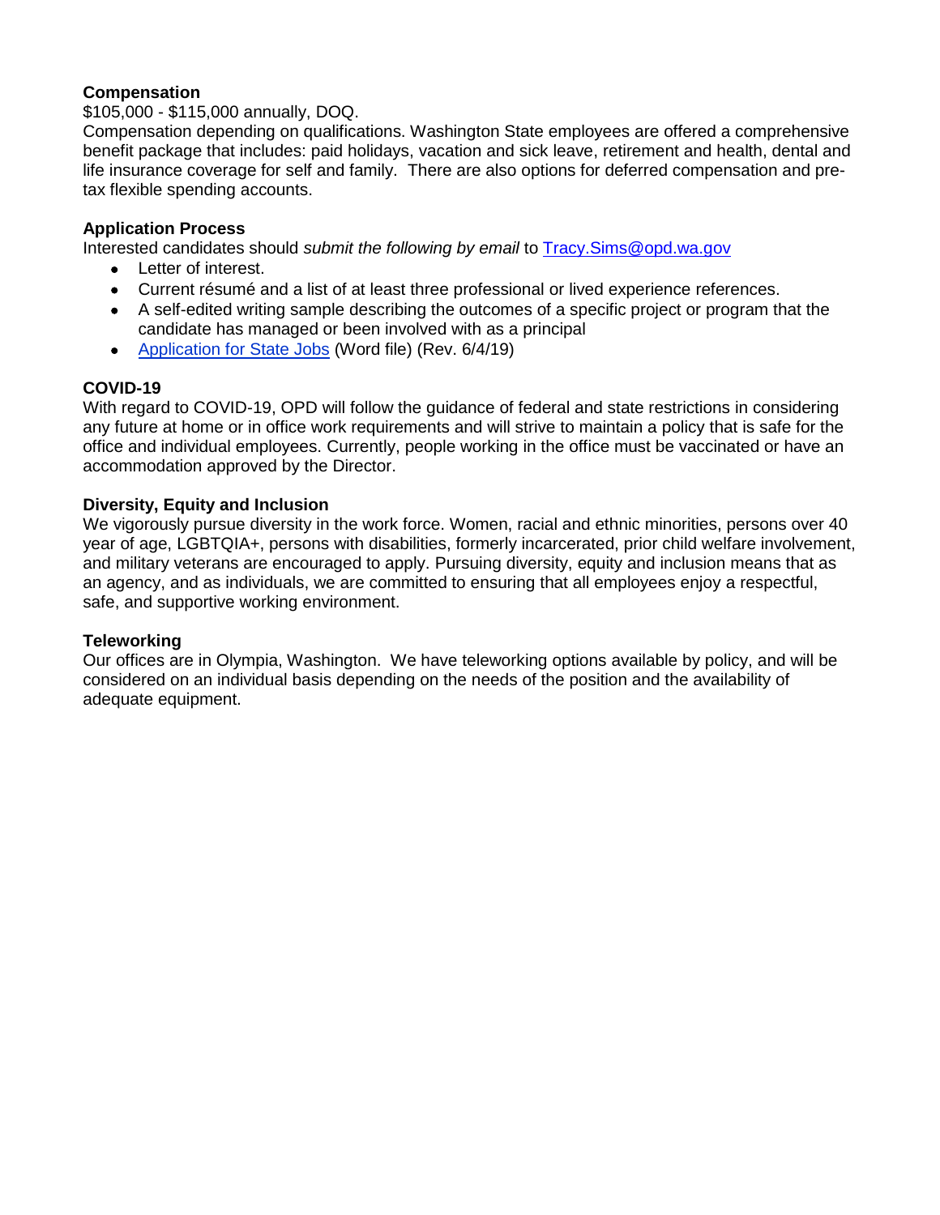**Compensation**

$105,000 - $115,000 annually, DOQ.

Compensation depending on qualifications. Washington State employees are offered a comprehensive benefit package that includes: paid holidays, vacation and sick leave, retirement and health, dental and life insurance coverage for self and family. There are also options for deferred compensation and pre-tax flexible spending accounts.

**Application Process**

Interested candidates should *submit the following by email* to [Tracy.Sims@opd.wa.gov](mailto:Tracy.Sims@opd.wa.gov)

- Letter of interest.
- Current résumé and a list of at least three professional or lived experience references.
- A self-edited writing sample describing the outcomes of a specific project or program that the candidate has managed or been involved with as a principal
- Application for State Jobs (Word file) (Rev. 6/4/19)

**COVID-19**

With regard to COVID-19, OPD will follow the guidance of federal and state restrictions in considering any future at home or in office work requirements and will strive to maintain a policy that is safe for the office and individual employees. Currently, people working in the office must be vaccinated or have an accommodation approved by the Director.

**Diversity, Equity and Inclusion**

We vigorously pursue diversity in the work force. Women, racial and ethnic minorities, persons over 40 year of age, LGBTQIA+, persons with disabilities, formerly incarcerated, prior child welfare involvement, and military veterans are encouraged to apply. Pursuing diversity, equity and inclusion means that as an agency, and as individuals, we are committed to ensuring that all employees enjoy a respectful, safe, and supportive working environment.

**Teleworking**

Our offices are in Olympia, Washington. We have teleworking options available by policy, and will be considered on an individual basis depending on the needs of the position and the availability of adequate equipment.